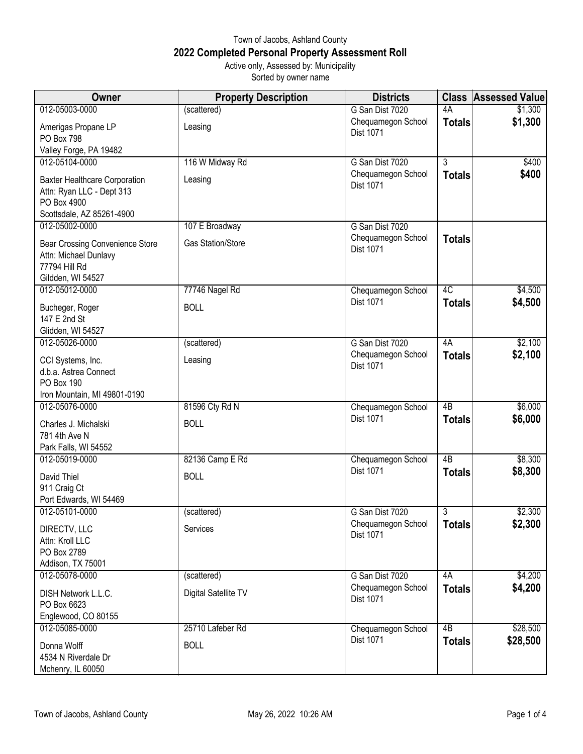Town of Jacobs, Ashland County

# 2022 Completed Personal Property Assessment Roll

Active only, Assessed by: Municipality

Sorted by owner name

| Owner | Property Description | Districts | Class | Assessed Value |
|---|---|---|---|---|
| 012-05003-0000<br>Amerigas Propane LP<br>PO Box 798<br>Valley Forge, PA 19482 | (scattered)<br>Leasing | G San Dist 7020<br>Chequamegon School Dist 1071 | 4A<br>**Totals** | $1,300<br>**$1,300** |
| 012-05104-0000<br>Baxter Healthcare Corporation<br>Attn: Ryan LLC - Dept 313<br>PO Box 4900<br>Scottsdale, AZ 85261-4900 | 116 W Midway Rd<br>Leasing | G San Dist 7020<br>Chequamegon School Dist 1071 | 3<br>**Totals** | $400<br>**$400** |
| 012-05002-0000<br>Bear Crossing Convenience Store<br>Attn: Michael Dunlavy<br>77794 Hill Rd<br>Gildden, WI 54527 | 107 E Broadway<br>Gas Station/Store | G San Dist 7020<br>Chequamegon School Dist 1071 | **Totals** | |
| 012-05012-0000<br>Bucheger, Roger<br>147 E 2nd St<br>Glidden, WI 54527 | 77746 Nagel Rd<br>BOLL | Chequamegon School Dist 1071 | 4C<br>**Totals** | $4,500<br>**$4,500** |
| 012-05026-0000<br>CCI Systems, Inc.<br>d.b.a. Astrea Connect<br>PO Box 190<br>Iron Mountain, MI 49801-0190 | (scattered)<br>Leasing | G San Dist 7020<br>Chequamegon School Dist 1071 | 4A<br>**Totals** | $2,100<br>**$2,100** |
| 012-05076-0000<br>Charles J. Michalski<br>781 4th Ave N<br>Park Falls, WI 54552 | 81596 Cty Rd N<br>BOLL | Chequamegon School Dist 1071 | 4B<br>**Totals** | $6,000<br>**$6,000** |
| 012-05019-0000<br>David Thiel<br>911 Craig Ct<br>Port Edwards, WI 54469 | 82136 Camp E Rd<br>BOLL | Chequamegon School Dist 1071 | 4B<br>**Totals** | $8,300<br>**$8,300** |
| 012-05101-0000<br>DIRECTV, LLC<br>Attn: Kroll LLC<br>PO Box 2789<br>Addison, TX 75001 | (scattered)<br>Services | G San Dist 7020<br>Chequamegon School Dist 1071 | 3<br>**Totals** | $2,300<br>**$2,300** |
| 012-05078-0000<br>DISH Network L.L.C.<br>PO Box 6623<br>Englewood, CO 80155 | (scattered)<br>Digital Satellite TV | G San Dist 7020<br>Chequamegon School Dist 1071 | 4A<br>**Totals** | $4,200<br>**$4,200** |
| 012-05085-0000<br>Donna Wolff<br>4534 N Riverdale Dr<br>Mchenry, IL 60050 | 25710 Lafeber Rd<br>BOLL | Chequamegon School Dist 1071 | 4B<br>**Totals** | $28,500<br>**$28,500** |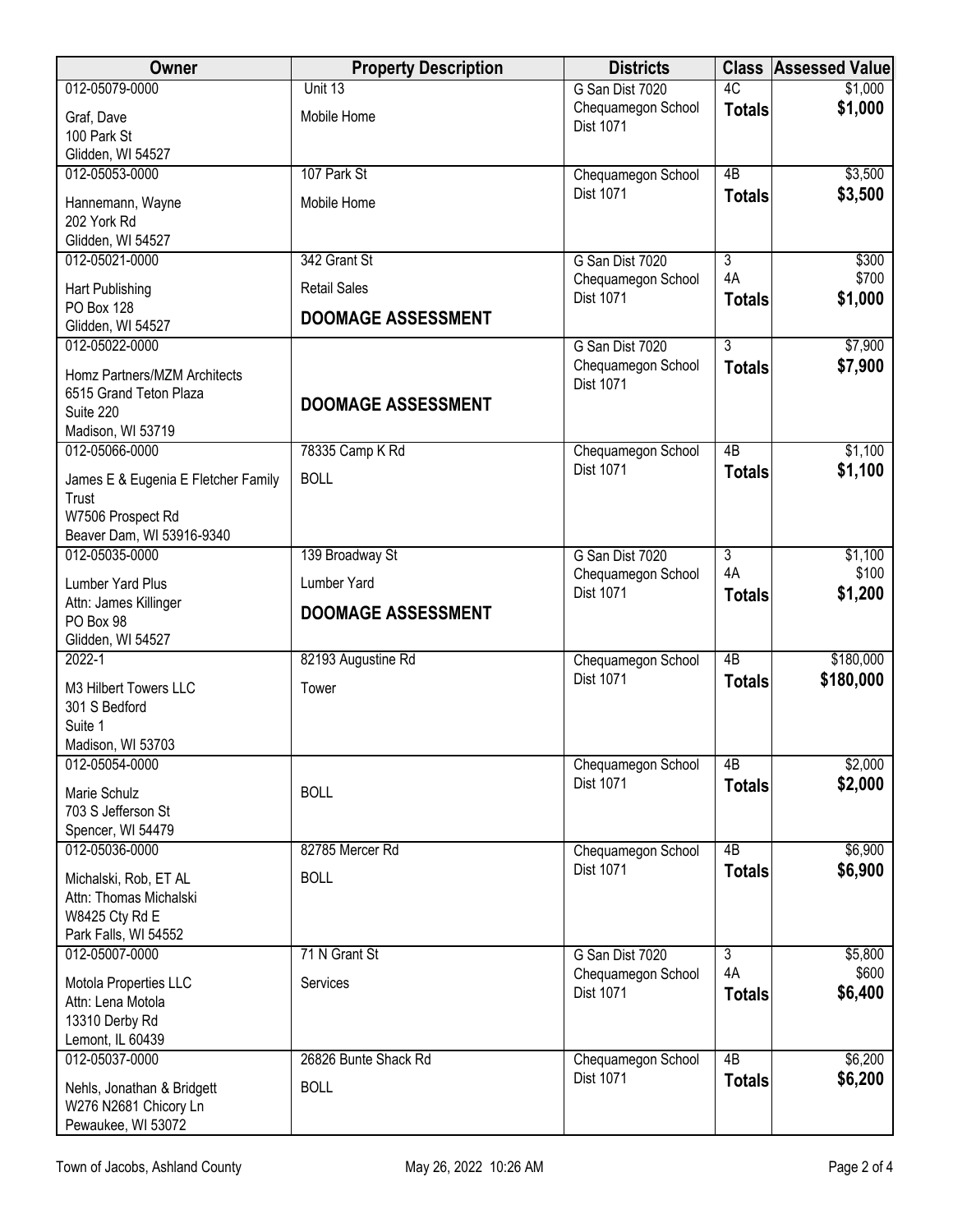| Owner | Property Description | Districts | Class | Assessed Value |
|---|---|---|---|---|
| 012-05079-0000<br>Graf, Dave<br>100 Park St<br>Glidden, WI 54527 | Unit 13<br>Mobile Home | G San Dist 7020<br>Chequamegon School Dist 1071 | 4C<br>**Totals** | $1,000<br>**$1,000** |
| 012-05053-0000<br>Hannemann, Wayne<br>202 York Rd<br>Glidden, WI 54527 | 107 Park St<br>Mobile Home | Chequamegon School Dist 1071 | 4B<br>**Totals** | $3,500<br>**$3,500** |
| 012-05021-0000<br>Hart Publishing<br>PO Box 128<br>Glidden, WI 54527 | 342 Grant St<br>Retail Sales<br>**DOOMAGE ASSESSMENT** | G San Dist 7020<br>Chequamegon School Dist 1071 | 3<br>4A<br>**Totals** | $300<br>$700<br>**$1,000** |
| 012-05022-0000<br>Homz Partners/MZM Architects<br>6515 Grand Teton Plaza<br>Suite 220<br>Madison, WI 53719 | **DOOMAGE ASSESSMENT** | G San Dist 7020<br>Chequamegon School Dist 1071 | 3<br>**Totals** | $7,900<br>**$7,900** |
| 012-05066-0000<br>James E & Eugenia E Fletcher Family Trust<br>W7506 Prospect Rd<br>Beaver Dam, WI 53916-9340 | 78335 Camp K Rd<br>BOLL | Chequamegon School Dist 1071 | 4B<br>**Totals** | $1,100<br>**$1,100** |
| 012-05035-0000<br>Lumber Yard Plus<br>Attn: James Killinger<br>PO Box 98<br>Glidden, WI 54527 | 139 Broadway St<br>Lumber Yard<br>**DOOMAGE ASSESSMENT** | G San Dist 7020<br>Chequamegon School Dist 1071 | 3<br>4A<br>**Totals** | $1,100<br>$100<br>**$1,200** |
| 2022-1<br>M3 Hilbert Towers LLC<br>301 S Bedford<br>Suite 1<br>Madison, WI 53703 | 82193 Augustine Rd<br>Tower | Chequamegon School Dist 1071 | 4B<br>**Totals** | $180,000<br>**$180,000** |
| 012-05054-0000<br>Marie Schulz<br>703 S Jefferson St<br>Spencer, WI 54479 | BOLL | Chequamegon School Dist 1071 | 4B<br>**Totals** | $2,000<br>**$2,000** |
| 012-05036-0000<br>Michalski, Rob, ET AL<br>Attn: Thomas Michalski<br>W8425 Cty Rd E<br>Park Falls, WI 54552 | 82785 Mercer Rd<br>BOLL | Chequamegon School Dist 1071 | 4B<br>**Totals** | $6,900<br>**$6,900** |
| 012-05007-0000<br>Motola Properties LLC<br>Attn: Lena Motola<br>13310 Derby Rd<br>Lemont, IL 60439 | 71 N Grant St<br>Services | G San Dist 7020<br>Chequamegon School Dist 1071 | 3<br>4A<br>**Totals** | $5,800<br>$600<br>**$6,400** |
| 012-05037-0000<br>Nehls, Jonathan & Bridgett<br>W276 N2681 Chicory Ln<br>Pewaukee, WI 53072 | 26826 Bunte Shack Rd<br>BOLL | Chequamegon School Dist 1071 | 4B<br>**Totals** | $6,200<br>**$6,200** |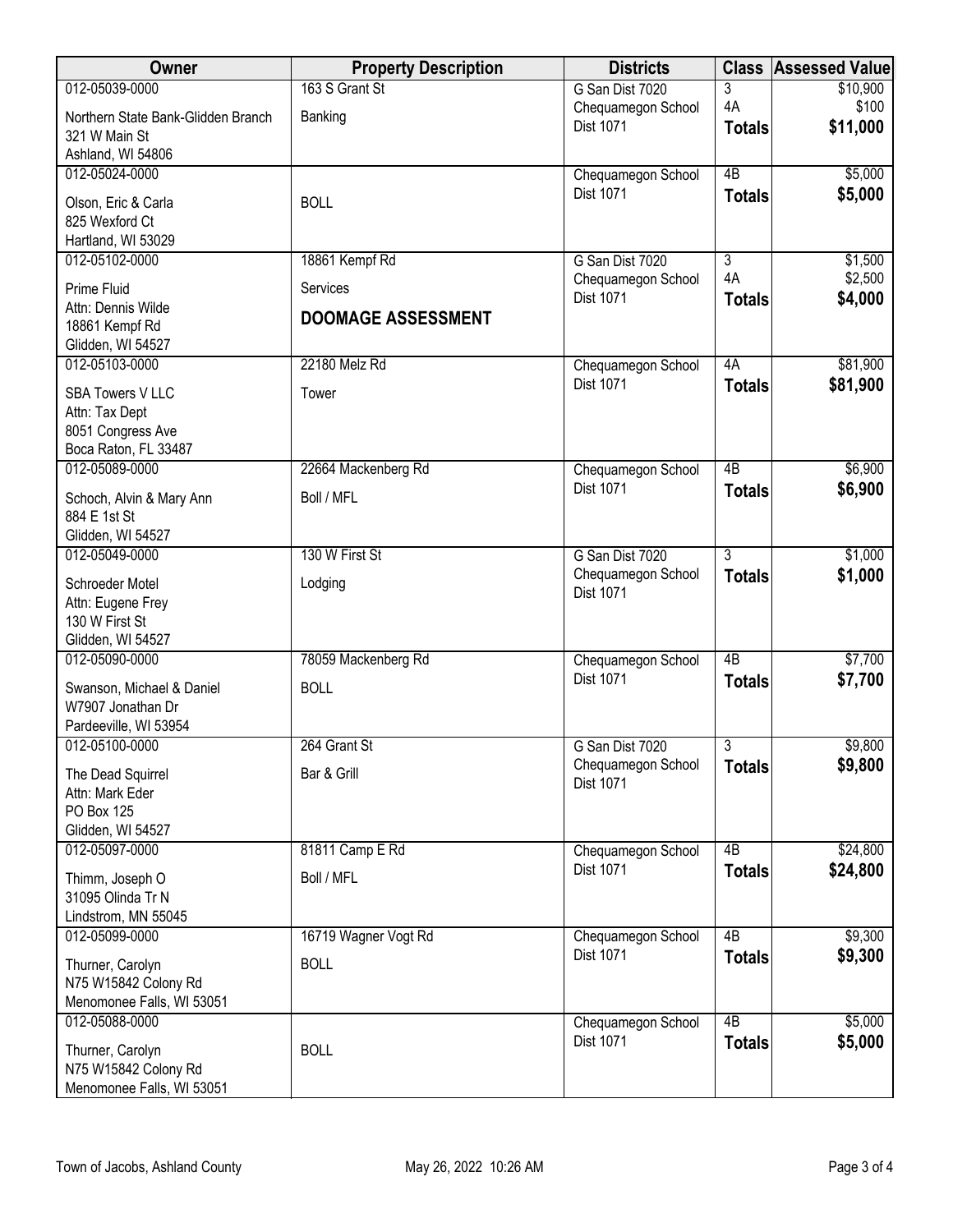| Owner | Property Description | Districts | Class | Assessed Value |
|---|---|---|---|---|
| 012-05039-0000<br>Northern State Bank-Glidden Branch<br>321 W Main St<br>Ashland, WI 54806 | 163 S Grant St<br>Banking | G San Dist 7020<br>Chequamegon School Dist 1071 | 3<br>4A<br>**Totals** | $10,900<br>$100<br>**$11,000** |
| 012-05024-0000<br>Olson, Eric & Carla<br>825 Wexford Ct<br>Hartland, WI 53029 | BOLL | Chequamegon School Dist 1071 | 4B<br>**Totals** | $5,000<br>**$5,000** |
| 012-05102-0000<br>Prime Fluid<br>Attn: Dennis Wilde<br>18861 Kempf Rd<br>Glidden, WI 54527 | 18861 Kempf Rd<br>Services<br>**DOOMAGE ASSESSMENT** | G San Dist 7020<br>Chequamegon School Dist 1071 | 3<br>4A<br>**Totals** | $1,500<br>$2,500<br>**$4,000** |
| 012-05103-0000<br>SBA Towers V LLC<br>Attn: Tax Dept<br>8051 Congress Ave<br>Boca Raton, FL 33487 | 22180 Melz Rd<br>Tower | Chequamegon School Dist 1071 | 4A<br>**Totals** | $81,900<br>**$81,900** |
| 012-05089-0000<br>Schoch, Alvin & Mary Ann<br>884 E 1st St<br>Glidden, WI 54527 | 22664 Mackenberg Rd<br>Boll / MFL | Chequamegon School Dist 1071 | 4B<br>**Totals** | $6,900<br>**$6,900** |
| 012-05049-0000<br>Schroeder Motel<br>Attn: Eugene Frey<br>130 W First St<br>Glidden, WI 54527 | 130 W First St<br>Lodging | G San Dist 7020<br>Chequamegon School Dist 1071 | 3<br>**Totals** | $1,000<br>**$1,000** |
| 012-05090-0000<br>Swanson, Michael & Daniel<br>W7907 Jonathan Dr<br>Pardeeville, WI 53954 | 78059 Mackenberg Rd<br>BOLL | Chequamegon School Dist 1071 | 4B<br>**Totals** | $7,700<br>**$7,700** |
| 012-05100-0000<br>The Dead Squirrel<br>Attn: Mark Eder<br>PO Box 125<br>Glidden, WI 54527 | 264 Grant St<br>Bar & Grill | G San Dist 7020<br>Chequamegon School Dist 1071 | 3<br>**Totals** | $9,800<br>**$9,800** |
| 012-05097-0000<br>Thimm, Joseph O<br>31095 Olinda Tr N<br>Lindstrom, MN 55045 | 81811 Camp E Rd<br>Boll / MFL | Chequamegon School Dist 1071 | 4B<br>**Totals** | $24,800<br>**$24,800** |
| 012-05099-0000<br>Thurner, Carolyn<br>N75 W15842 Colony Rd<br>Menomonee Falls, WI 53051 | 16719 Wagner Vogt Rd<br>BOLL | Chequamegon School Dist 1071 | 4B<br>**Totals** | $9,300<br>**$9,300** |
| 012-05088-0000<br>Thurner, Carolyn<br>N75 W15842 Colony Rd<br>Menomonee Falls, WI 53051 | BOLL | Chequamegon School Dist 1071 | 4B<br>**Totals** | $5,000<br>**$5,000** |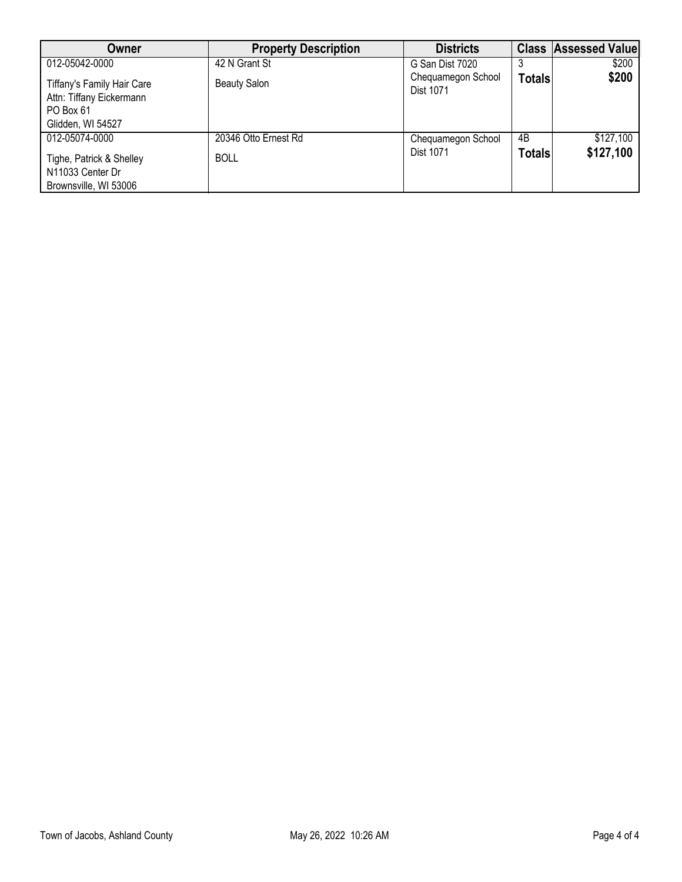| Owner | Property Description | Districts | Class | Assessed Value |
| --- | --- | --- | --- | --- |
| 012-05042-0000<br>Tiffany's Family Hair Care<br>Attn: Tiffany Eickermann<br>PO Box 61<br>Glidden, WI 54527 | 42 N Grant St<br>Beauty Salon | G San Dist 7020<br>Chequamegon School Dist 1071 | 3<br>**Totals** | $200<br>**$200** |
| 012-05074-0000<br>Tighe, Patrick & Shelley<br>N11033 Center Dr<br>Brownsville, WI 53006 | 20346 Otto Ernest Rd<br>BOLL | Chequamegon School Dist 1071 | 4B<br>**Totals** | $127,100<br>**$127,100** |